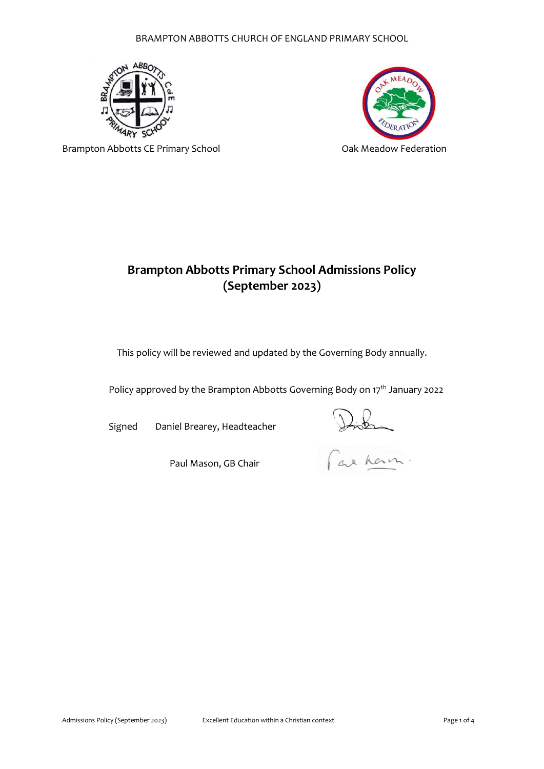BRAMPTON ABBOTTS CHURCH OF ENGLAND PRIMARY SCHOOL

Brampton Abbotts CE Primary School

Oak Meadow Federation

# Brampton Abbotts Primary School Admissions Policy (September 2023)

This policy will be reviewed and updated by the Governing Body annually.

Policy approved by the Brampton Abbotts Governing Body on 17th January 2022

Signed Daniel Brearey, Headteacher

Paul Mason, GB Chair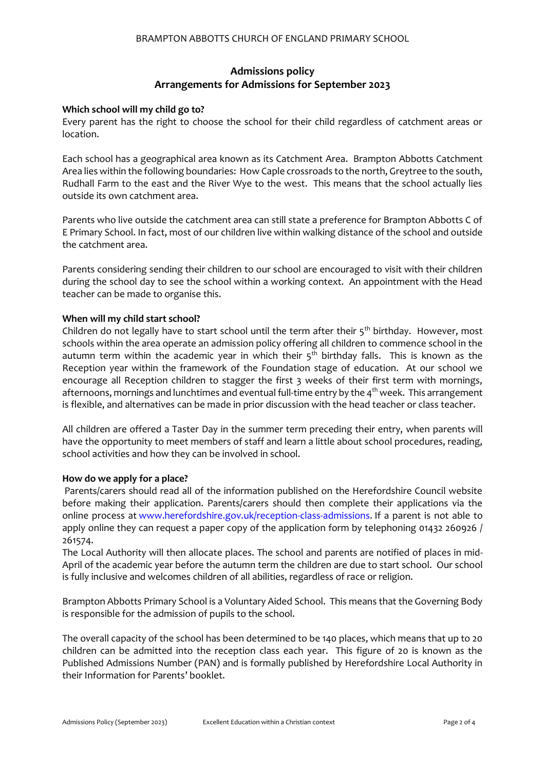## Admissions policy
## Arrangements for Admissions for September 2023

**Which school will my child go to?**

Every parent has the right to choose the school for their child regardless of catchment areas or location.

Each school has a geographical area known as its Catchment Area. Brampton Abbotts Catchment Area lies within the following boundaries: How Caple crossroads to the north, Greytree to the south, Rudhall Farm to the east and the River Wye to the west. This means that the school actually lies outside its own catchment area.

Parents who live outside the catchment area can still state a preference for Brampton Abbotts C of E Primary School. In fact, most of our children live within walking distance of the school and outside the catchment area.

Parents considering sending their children to our school are encouraged to visit with their children during the school day to see the school within a working context. An appointment with the Head teacher can be made to organise this.

**When will my child start school?**

Children do not legally have to start school until the term after their 5th birthday. However, most schools within the area operate an admission policy offering all children to commence school in the autumn term within the academic year in which their 5th birthday falls. This is known as the Reception year within the framework of the Foundation stage of education. At our school we encourage all Reception children to stagger the first 3 weeks of their first term with mornings, afternoons, mornings and lunchtimes and eventual full-time entry by the 4th week. This arrangement is flexible, and alternatives can be made in prior discussion with the head teacher or class teacher.

All children are offered a Taster Day in the summer term preceding their entry, when parents will have the opportunity to meet members of staff and learn a little about school procedures, reading, school activities and how they can be involved in school.

**How do we apply for a place?**

Parents/carers should read all of the information published on the Herefordshire Council website before making their application. Parents/carers should then complete their applications via the online process at www.herefordshire.gov.uk/reception-class-admissions. If a parent is not able to apply online they can request a paper copy of the application form by telephoning 01432 260926 / 261574.

The Local Authority will then allocate places. The school and parents are notified of places in mid-April of the academic year before the autumn term the children are due to start school. Our school is fully inclusive and welcomes children of all abilities, regardless of race or religion.

Brampton Abbotts Primary School is a Voluntary Aided School. This means that the Governing Body is responsible for the admission of pupils to the school.

The overall capacity of the school has been determined to be 140 places, which means that up to 20 children can be admitted into the reception class each year. This figure of 20 is known as the Published Admissions Number (PAN) and is formally published by Herefordshire Local Authority in their Information for Parents' booklet.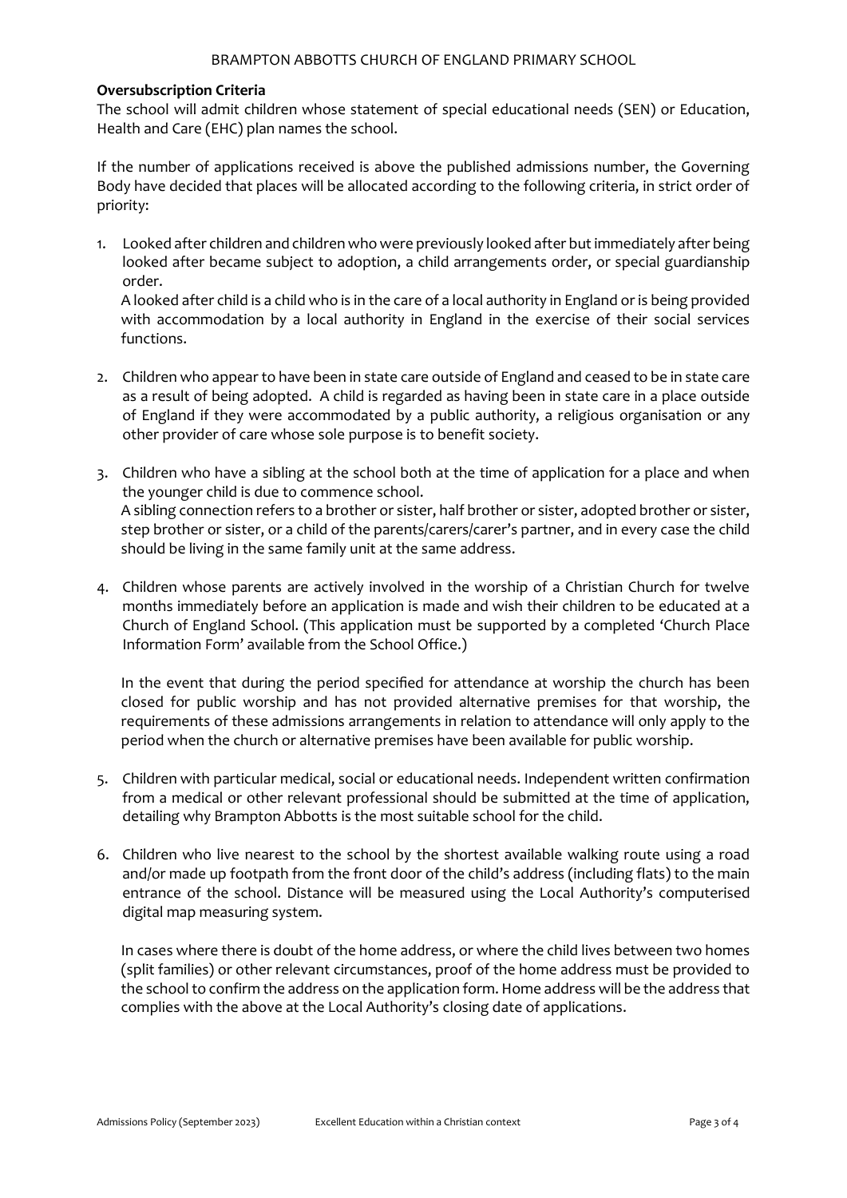**Oversubscription Criteria**

The school will admit children whose statement of special educational needs (SEN) or Education, Health and Care (EHC) plan names the school.

If the number of applications received is above the published admissions number, the Governing Body have decided that places will be allocated according to the following criteria, in strict order of priority:

1. Looked after children and children who were previously looked after but immediately after being looked after became subject to adoption, a child arrangements order, or special guardianship order.
   A looked after child is a child who is in the care of a local authority in England or is being provided with accommodation by a local authority in England in the exercise of their social services functions.

2. Children who appear to have been in state care outside of England and ceased to be in state care as a result of being adopted. A child is regarded as having been in state care in a place outside of England if they were accommodated by a public authority, a religious organisation or any other provider of care whose sole purpose is to benefit society.

3. Children who have a sibling at the school both at the time of application for a place and when the younger child is due to commence school.
   A sibling connection refers to a brother or sister, half brother or sister, adopted brother or sister, step brother or sister, or a child of the parents/carers/carer's partner, and in every case the child should be living in the same family unit at the same address.

4. Children whose parents are actively involved in the worship of a Christian Church for twelve months immediately before an application is made and wish their children to be educated at a Church of England School. (This application must be supported by a completed 'Church Place Information Form' available from the School Office.)

   In the event that during the period specified for attendance at worship the church has been closed for public worship and has not provided alternative premises for that worship, the requirements of these admissions arrangements in relation to attendance will only apply to the period when the church or alternative premises have been available for public worship.

5. Children with particular medical, social or educational needs. Independent written confirmation from a medical or other relevant professional should be submitted at the time of application, detailing why Brampton Abbotts is the most suitable school for the child.

6. Children who live nearest to the school by the shortest available walking route using a road and/or made up footpath from the front door of the child's address (including flats) to the main entrance of the school. Distance will be measured using the Local Authority's computerised digital map measuring system.

   In cases where there is doubt of the home address, or where the child lives between two homes (split families) or other relevant circumstances, proof of the home address must be provided to the school to confirm the address on the application form. Home address will be the address that complies with the above at the Local Authority's closing date of applications.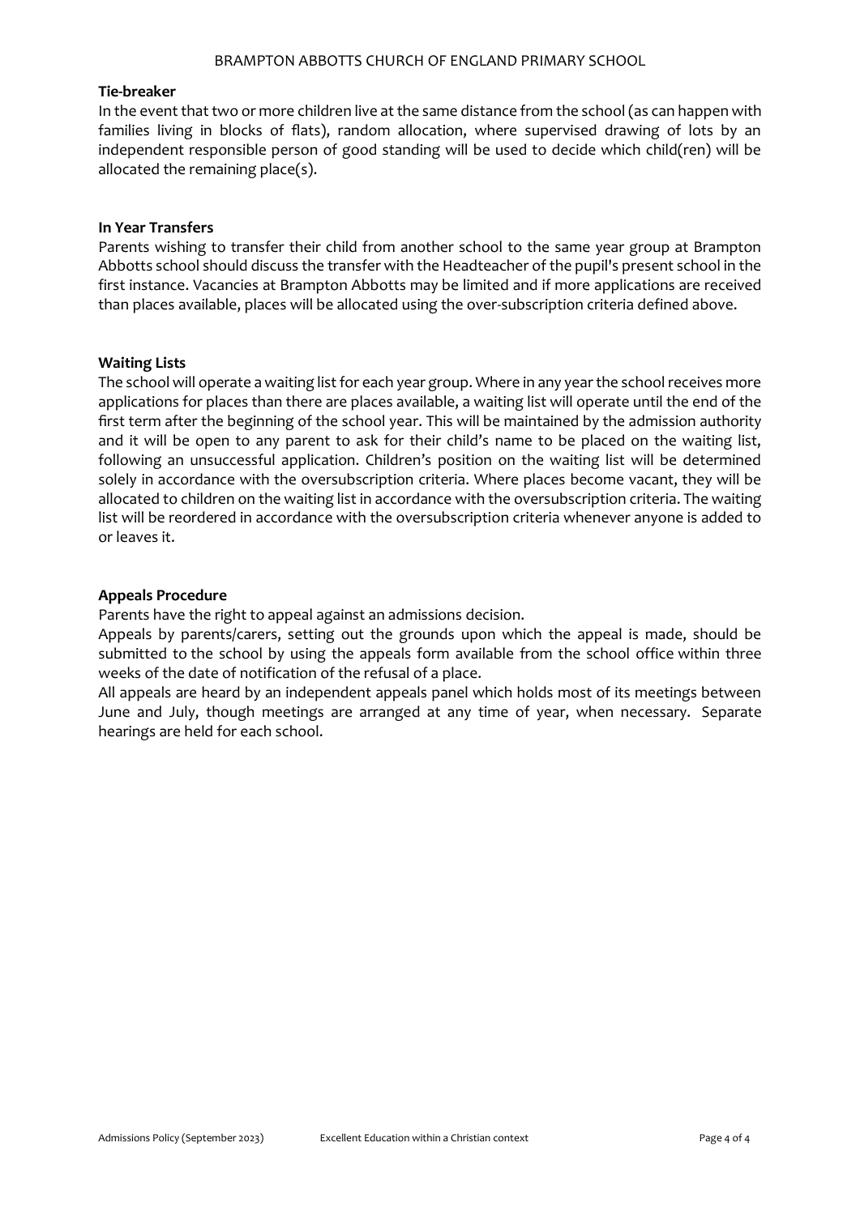**Tie-breaker**

In the event that two or more children live at the same distance from the school (as can happen with families living in blocks of flats), random allocation, where supervised drawing of lots by an independent responsible person of good standing will be used to decide which child(ren) will be allocated the remaining place(s).

**In Year Transfers**

Parents wishing to transfer their child from another school to the same year group at Brampton Abbotts school should discuss the transfer with the Headteacher of the pupil's present school in the first instance. Vacancies at Brampton Abbotts may be limited and if more applications are received than places available, places will be allocated using the over-subscription criteria defined above.

**Waiting Lists**

The school will operate a waiting list for each year group. Where in any year the school receives more applications for places than there are places available, a waiting list will operate until the end of the first term after the beginning of the school year. This will be maintained by the admission authority and it will be open to any parent to ask for their child's name to be placed on the waiting list, following an unsuccessful application. Children's position on the waiting list will be determined solely in accordance with the oversubscription criteria. Where places become vacant, they will be allocated to children on the waiting list in accordance with the oversubscription criteria. The waiting list will be reordered in accordance with the oversubscription criteria whenever anyone is added to or leaves it.

**Appeals Procedure**

Parents have the right to appeal against an admissions decision.

Appeals by parents/carers, setting out the grounds upon which the appeal is made, should be submitted to the school by using the appeals form available from the school office within three weeks of the date of notification of the refusal of a place.

All appeals are heard by an independent appeals panel which holds most of its meetings between June and July, though meetings are arranged at any time of year, when necessary. Separate hearings are held for each school.